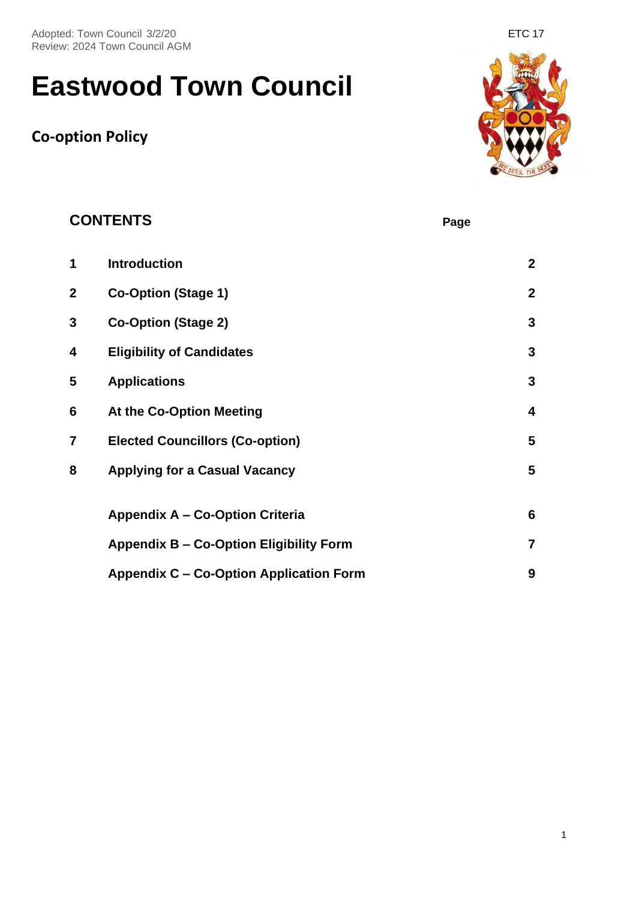Adopted: Town Council 3/2/20
Review: 2024 Town Council AGM

ETC 17

# Eastwood Town Council

## Co-option Policy

### CONTENTS

| | | Page |
|---|---|---|
| 1 | **Introduction** | 2 |
| 2 | **Co-Option (Stage 1)** | 2 |
| 3 | **Co-Option (Stage 2)** | 3 |
| 4 | **Eligibility of Candidates** | 3 |
| 5 | **Applications** | 3 |
| 6 | **At the Co-Option Meeting** | 4 |
| 7 | **Elected Councillors (Co-option)** | 5 |
| 8 | **Applying for a Casual Vacancy** | 5 |
| | **Appendix A – Co-Option Criteria** | 6 |
| | **Appendix B – Co-Option Eligibility Form** | 7 |
| | **Appendix C – Co-Option Application Form** | 9 |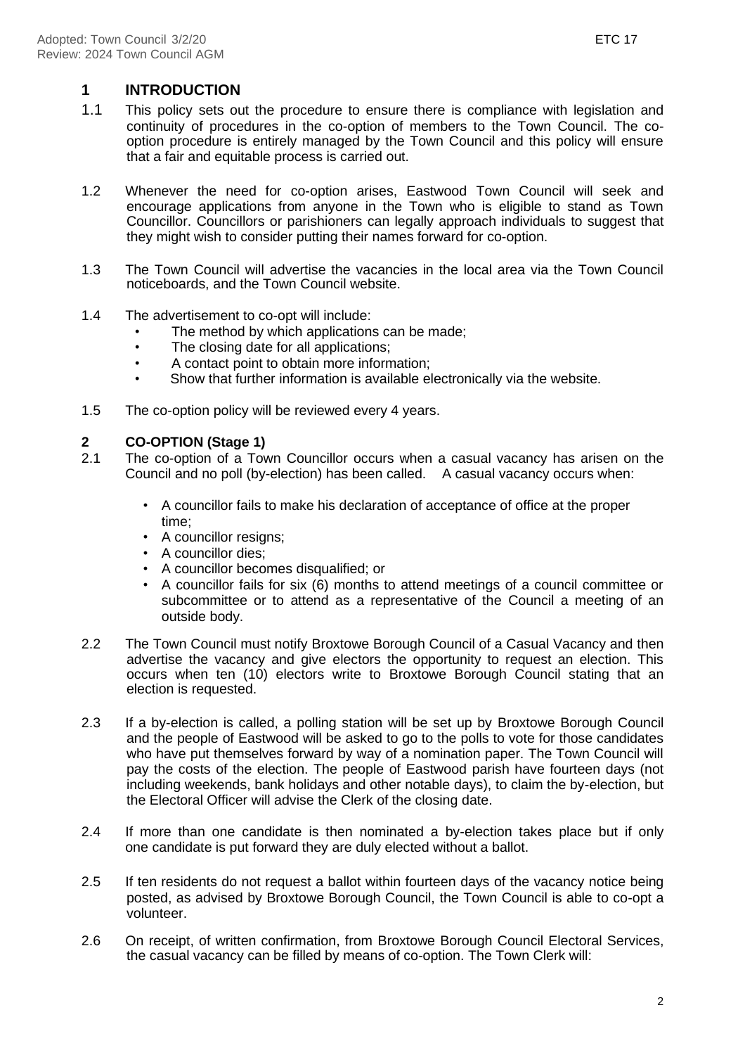## 1 INTRODUCTION

1.1 This policy sets out the procedure to ensure there is compliance with legislation and continuity of procedures in the co-option of members to the Town Council. The co-option procedure is entirely managed by the Town Council and this policy will ensure that a fair and equitable process is carried out.

1.2 Whenever the need for co-option arises, Eastwood Town Council will seek and encourage applications from anyone in the Town who is eligible to stand as Town Councillor. Councillors or parishioners can legally approach individuals to suggest that they might wish to consider putting their names forward for co-option.

1.3 The Town Council will advertise the vacancies in the local area via the Town Council noticeboards, and the Town Council website.

1.4 The advertisement to co-opt will include:

- The method by which applications can be made;
- The closing date for all applications;
- A contact point to obtain more information;
- Show that further information is available electronically via the website.

1.5 The co-option policy will be reviewed every 4 years.

## 2 CO-OPTION (Stage 1)

2.1 The co-option of a Town Councillor occurs when a casual vacancy has arisen on the Council and no poll (by-election) has been called. A casual vacancy occurs when:

- A councillor fails to make his declaration of acceptance of office at the proper time;
- A councillor resigns;
- A councillor dies;
- A councillor becomes disqualified; or
- A councillor fails for six (6) months to attend meetings of a council committee or subcommittee or to attend as a representative of the Council a meeting of an outside body.

2.2 The Town Council must notify Broxtowe Borough Council of a Casual Vacancy and then advertise the vacancy and give electors the opportunity to request an election. This occurs when ten (10) electors write to Broxtowe Borough Council stating that an election is requested.

2.3 If a by-election is called, a polling station will be set up by Broxtowe Borough Council and the people of Eastwood will be asked to go to the polls to vote for those candidates who have put themselves forward by way of a nomination paper. The Town Council will pay the costs of the election. The people of Eastwood parish have fourteen days (not including weekends, bank holidays and other notable days), to claim the by-election, but the Electoral Officer will advise the Clerk of the closing date.

2.4 If more than one candidate is then nominated a by-election takes place but if only one candidate is put forward they are duly elected without a ballot.

2.5 If ten residents do not request a ballot within fourteen days of the vacancy notice being posted, as advised by Broxtowe Borough Council, the Town Council is able to co-opt a volunteer.

2.6 On receipt, of written confirmation, from Broxtowe Borough Council Electoral Services, the casual vacancy can be filled by means of co-option. The Town Clerk will: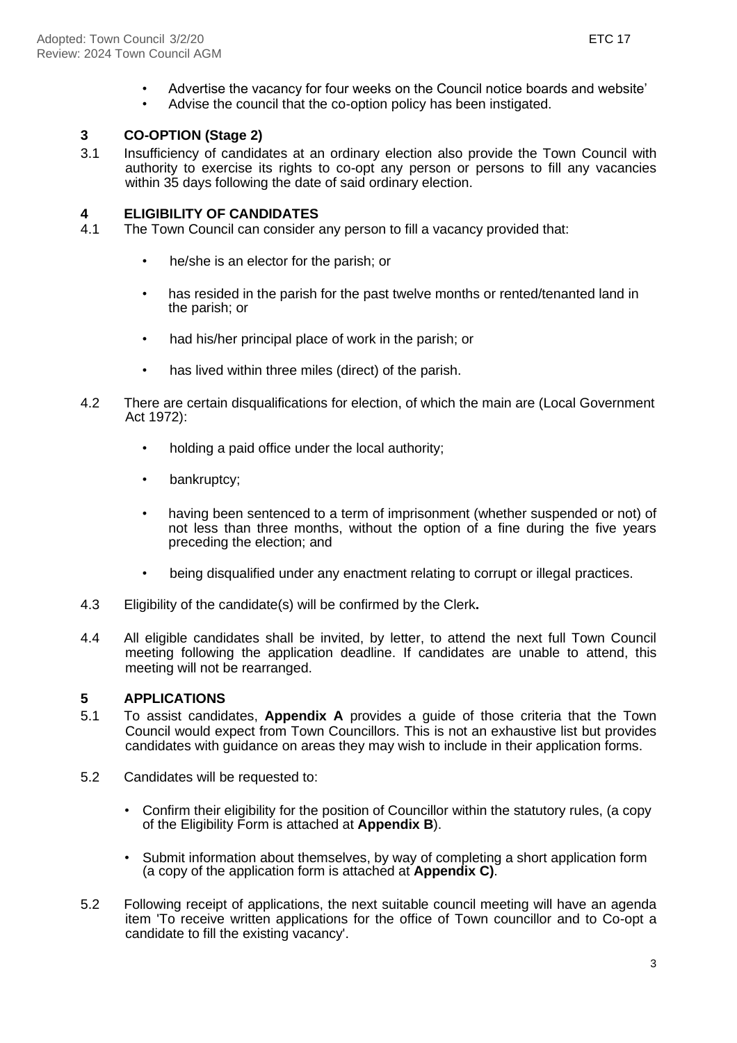- Advertise the vacancy for four weeks on the Council notice boards and website'
- Advise the council that the co-option policy has been instigated.

## 3 CO-OPTION (Stage 2)

3.1 Insufficiency of candidates at an ordinary election also provide the Town Council with authority to exercise its rights to co-opt any person or persons to fill any vacancies within 35 days following the date of said ordinary election.

## 4 ELIGIBILITY OF CANDIDATES

4.1 The Town Council can consider any person to fill a vacancy provided that:

- he/she is an elector for the parish; or
- has resided in the parish for the past twelve months or rented/tenanted land in the parish; or
- had his/her principal place of work in the parish; or
- has lived within three miles (direct) of the parish.

4.2 There are certain disqualifications for election, of which the main are (Local Government Act 1972):

- holding a paid office under the local authority;
- bankruptcy;
- having been sentenced to a term of imprisonment (whether suspended or not) of not less than three months, without the option of a fine during the five years preceding the election; and
- being disqualified under any enactment relating to corrupt or illegal practices.

4.3 Eligibility of the candidate(s) will be confirmed by the Clerk**.**

4.4 All eligible candidates shall be invited, by letter, to attend the next full Town Council meeting following the application deadline. If candidates are unable to attend, this meeting will not be rearranged.

## 5 APPLICATIONS

5.1 To assist candidates, **Appendix A** provides a guide of those criteria that the Town Council would expect from Town Councillors. This is not an exhaustive list but provides candidates with guidance on areas they may wish to include in their application forms.

5.2 Candidates will be requested to:

- Confirm their eligibility for the position of Councillor within the statutory rules, (a copy of the Eligibility Form is attached at **Appendix B**).
- Submit information about themselves, by way of completing a short application form (a copy of the application form is attached at **Appendix C)**.

5.2 Following receipt of applications, the next suitable council meeting will have an agenda item 'To receive written applications for the office of Town councillor and to Co-opt a candidate to fill the existing vacancy'.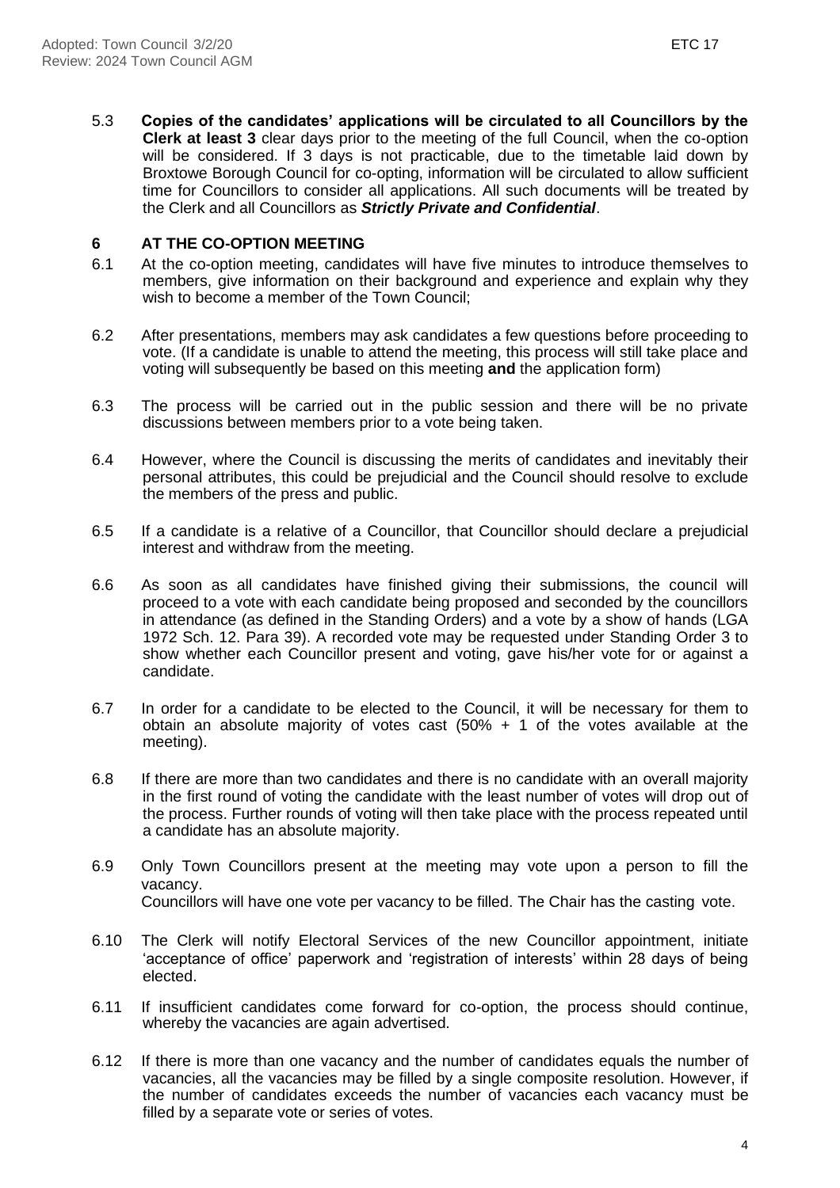5.3 **Copies of the candidates' applications will be circulated to all Councillors by the Clerk at least 3** clear days prior to the meeting of the full Council, when the co-option will be considered. If 3 days is not practicable, due to the timetable laid down by Broxtowe Borough Council for co-opting, information will be circulated to allow sufficient time for Councillors to consider all applications. All such documents will be treated by the Clerk and all Councillors as ***Strictly Private and Confidential***.

## 6 AT THE CO-OPTION MEETING

6.1 At the co-option meeting, candidates will have five minutes to introduce themselves to members, give information on their background and experience and explain why they wish to become a member of the Town Council;

6.2 After presentations, members may ask candidates a few questions before proceeding to vote. (If a candidate is unable to attend the meeting, this process will still take place and voting will subsequently be based on this meeting **and** the application form)

6.3 The process will be carried out in the public session and there will be no private discussions between members prior to a vote being taken.

6.4 However, where the Council is discussing the merits of candidates and inevitably their personal attributes, this could be prejudicial and the Council should resolve to exclude the members of the press and public.

6.5 If a candidate is a relative of a Councillor, that Councillor should declare a prejudicial interest and withdraw from the meeting.

6.6 As soon as all candidates have finished giving their submissions, the council will proceed to a vote with each candidate being proposed and seconded by the councillors in attendance (as defined in the Standing Orders) and a vote by a show of hands (LGA 1972 Sch. 12. Para 39). A recorded vote may be requested under Standing Order 3 to show whether each Councillor present and voting, gave his/her vote for or against a candidate.

6.7 In order for a candidate to be elected to the Council, it will be necessary for them to obtain an absolute majority of votes cast (50% + 1 of the votes available at the meeting).

6.8 If there are more than two candidates and there is no candidate with an overall majority in the first round of voting the candidate with the least number of votes will drop out of the process. Further rounds of voting will then take place with the process repeated until a candidate has an absolute majority.

6.9 Only Town Councillors present at the meeting may vote upon a person to fill the vacancy.
Councillors will have one vote per vacancy to be filled. The Chair has the casting vote.

6.10 The Clerk will notify Electoral Services of the new Councillor appointment, initiate 'acceptance of office' paperwork and 'registration of interests' within 28 days of being elected.

6.11 If insufficient candidates come forward for co-option, the process should continue, whereby the vacancies are again advertised.

6.12 If there is more than one vacancy and the number of candidates equals the number of vacancies, all the vacancies may be filled by a single composite resolution. However, if the number of candidates exceeds the number of vacancies each vacancy must be filled by a separate vote or series of votes.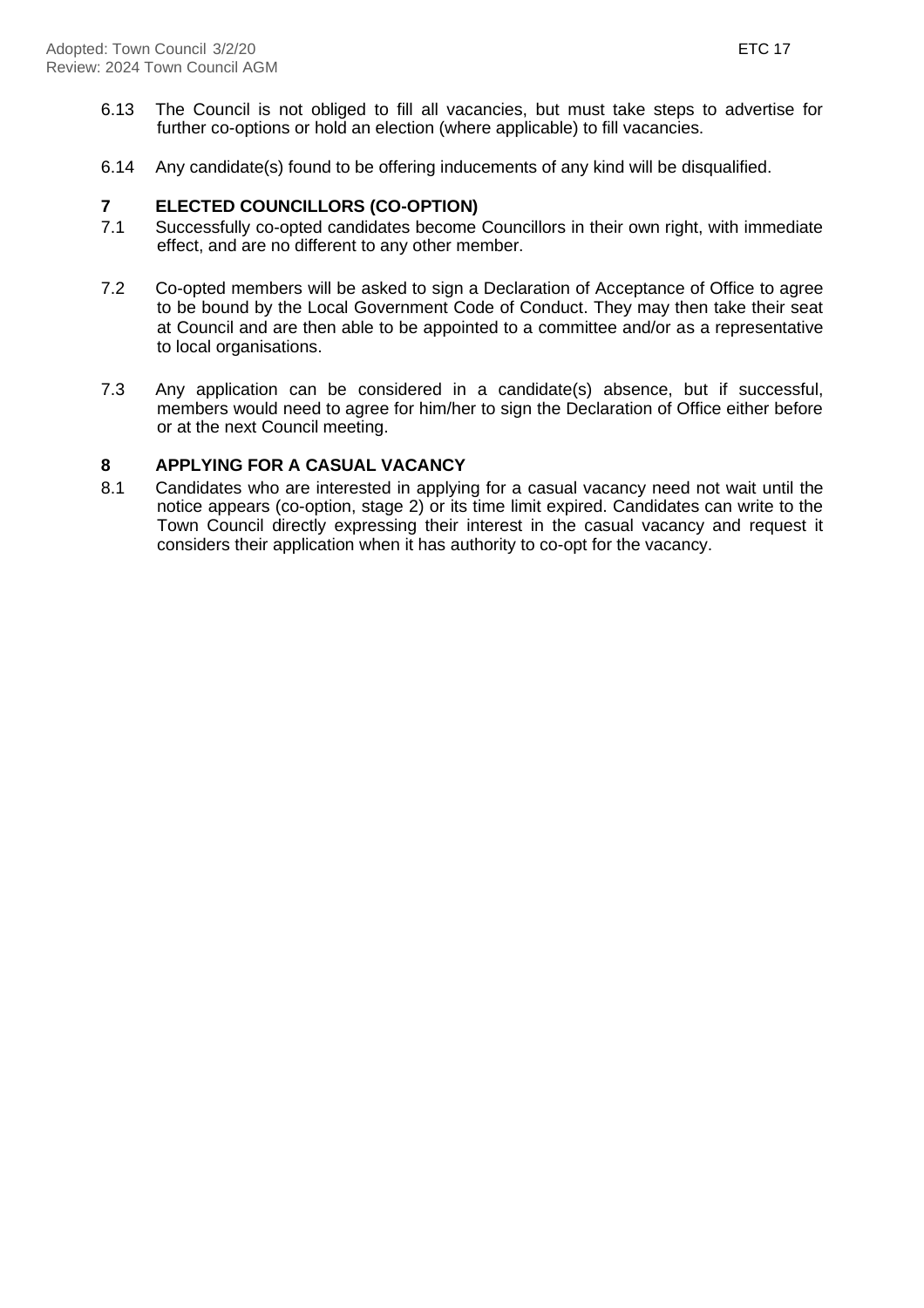6.13 The Council is not obliged to fill all vacancies, but must take steps to advertise for further co-options or hold an election (where applicable) to fill vacancies.

6.14 Any candidate(s) found to be offering inducements of any kind will be disqualified.

## 7 ELECTED COUNCILLORS (CO-OPTION)

7.1 Successfully co-opted candidates become Councillors in their own right, with immediate effect, and are no different to any other member.

7.2 Co-opted members will be asked to sign a Declaration of Acceptance of Office to agree to be bound by the Local Government Code of Conduct. They may then take their seat at Council and are then able to be appointed to a committee and/or as a representative to local organisations.

7.3 Any application can be considered in a candidate(s) absence, but if successful, members would need to agree for him/her to sign the Declaration of Office either before or at the next Council meeting.

## 8 APPLYING FOR A CASUAL VACANCY

8.1 Candidates who are interested in applying for a casual vacancy need not wait until the notice appears (co-option, stage 2) or its time limit expired. Candidates can write to the Town Council directly expressing their interest in the casual vacancy and request it considers their application when it has authority to co-opt for the vacancy.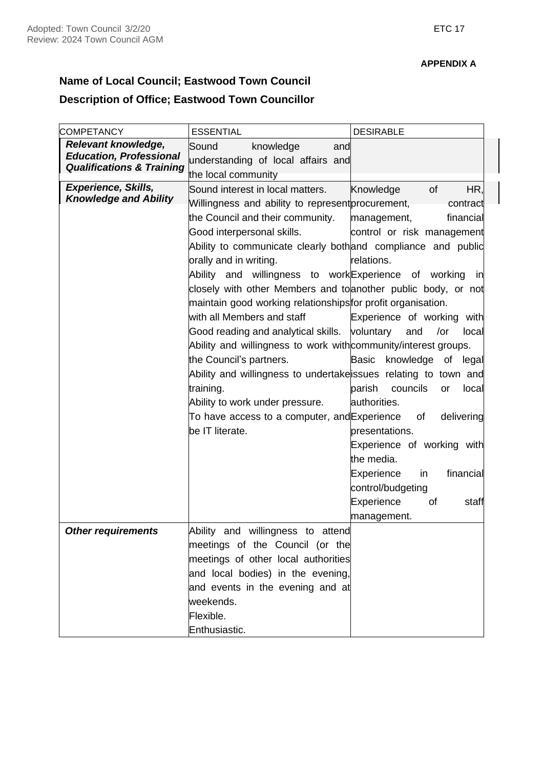**APPENDIX A**

**Name of Local Council; Eastwood Town Council**

**Description of Office; Eastwood Town Councillor**

| COMPETANCY | ESSENTIAL | DESIRABLE |
|---|---|---|
| ***Relevant knowledge, Education, Professional Qualifications & Training*** | Sound knowledge and understanding of local affairs and the local community | |
| ***Experience, Skills, Knowledge and Ability*** | Sound interest in local matters.<br>Willingness and ability to represent the Council and their community.<br>Good interpersonal skills.<br>Ability to communicate clearly both orally and in writing.<br>Ability and willingness to work closely with other Members and to maintain good working relationships with all Members and staff<br>Good reading and analytical skills.<br>Ability and willingness to work with the Council's partners.<br>Ability and willingness to undertake training.<br>Ability to work under pressure.<br>To have access to a computer, and be IT literate. | Knowledge of HR, procurement, contract management, financial control or risk management and compliance and public relations.<br>Experience of working in another public body, or not for profit organisation.<br>Experience of working with voluntary and /or local community/interest groups.<br>Basic knowledge of legal issues relating to town and parish councils or local authorities.<br>Experience of delivering presentations.<br>Experience of working with the media.<br>Experience in financial control/budgeting<br>Experience of staff management. |
| ***Other requirements*** | Ability and willingness to attend meetings of the Council (or the meetings of other local authorities and local bodies) in the evening, and events in the evening and at weekends.<br>Flexible.<br>Enthusiastic. | |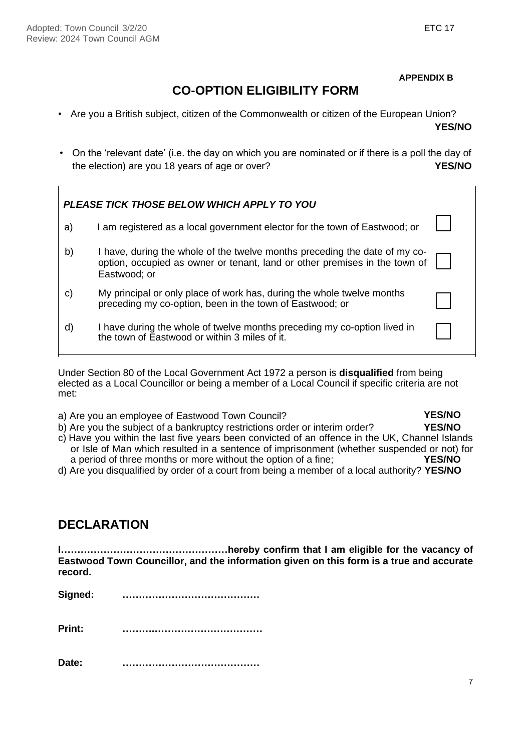**APPENDIX B**

# CO-OPTION ELIGIBILITY FORM

- Are you a British subject, citizen of the Commonwealth or citizen of the European Union? **YES/NO**
- On the 'relevant date' (i.e. the day on which you are nominated or if there is a poll the day of the election) are you 18 years of age or over? **YES/NO**

***PLEASE TICK THOSE BELOW WHICH APPLY TO YOU***

| | | |
|---|---|---|
| a) | I am registered as a local government elector for the town of Eastwood; or | ☐ |
| b) | I have, during the whole of the twelve months preceding the date of my co-option, occupied as owner or tenant, land or other premises in the town of Eastwood; or | ☐ |
| c) | My principal or only place of work has, during the whole twelve months preceding my co-option, been in the town of Eastwood; or | ☐ |
| d) | I have during the whole of twelve months preceding my co-option lived in the town of Eastwood or within 3 miles of it. | ☐ |

Under Section 80 of the Local Government Act 1972 a person is **disqualified** from being elected as a Local Councillor or being a member of a Local Council if specific criteria are not met:

a) Are you an employee of Eastwood Town Council? **YES/NO**
b) Are you the subject of a bankruptcy restrictions order or interim order? **YES/NO**
c) Have you within the last five years been convicted of an offence in the UK, Channel Islands or Isle of Man which resulted in a sentence of imprisonment (whether suspended or not) for a period of three months or more without the option of a fine; **YES/NO**
d) Are you disqualified by order of a court from being a member of a local authority? **YES/NO**

## DECLARATION

**I……………………………………………hereby confirm that I am eligible for the vacancy of Eastwood Town Councillor, and the information given on this form is a true and accurate record.**

**Signed:** ……………………………………

**Print:** ……………………………………

**Date:** ……………………………………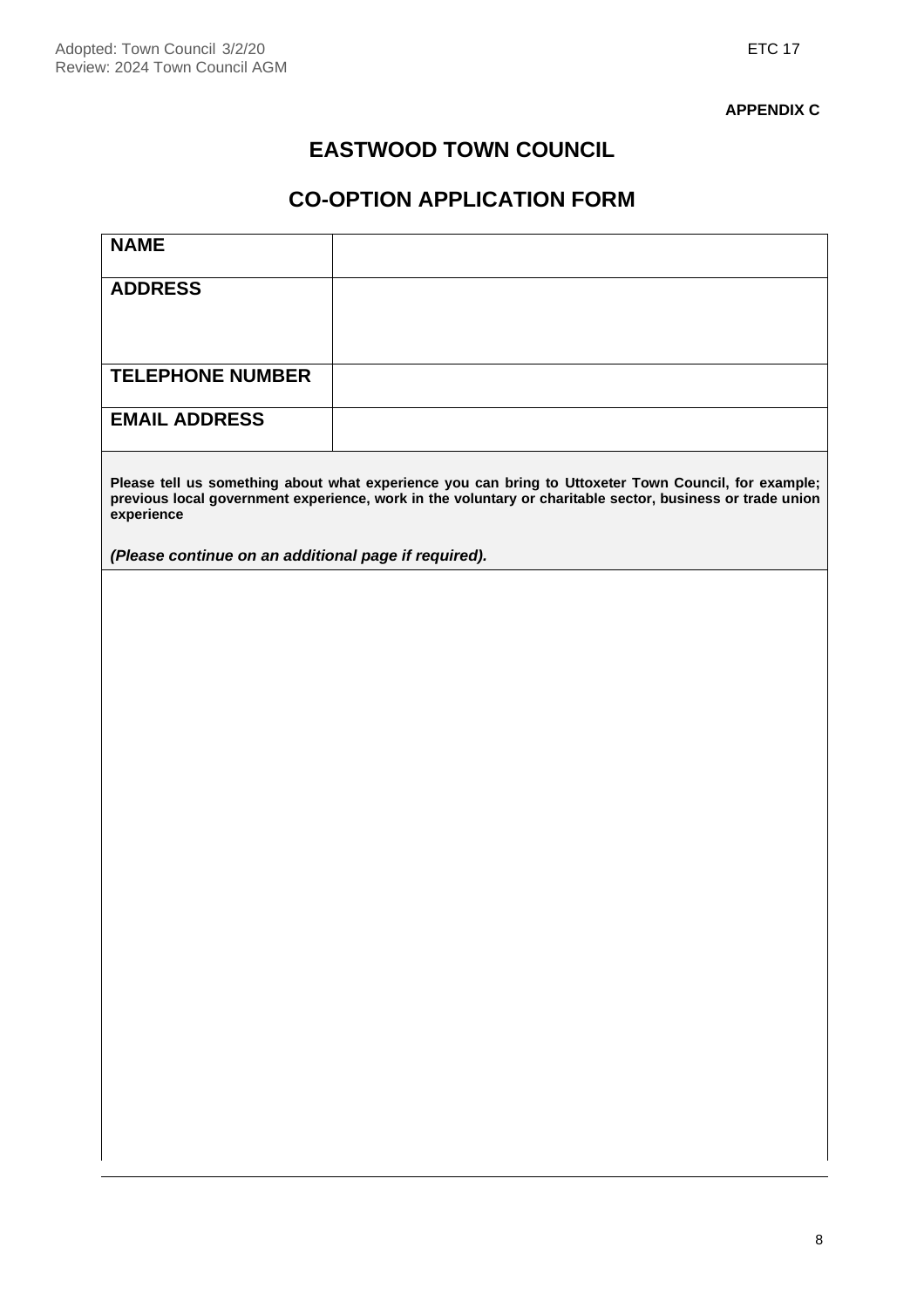**APPENDIX C**

# EASTWOOD TOWN COUNCIL

## CO-OPTION APPLICATION FORM

| **NAME** | |
|---|---|
| **ADDRESS** | |
| **TELEPHONE NUMBER** | |
| **EMAIL ADDRESS** | |

**Please tell us something about what experience you can bring to Uttoxeter Town Council, for example; previous local government experience, work in the voluntary or charitable sector, business or trade union experience**

***(Please continue on an additional page if required).***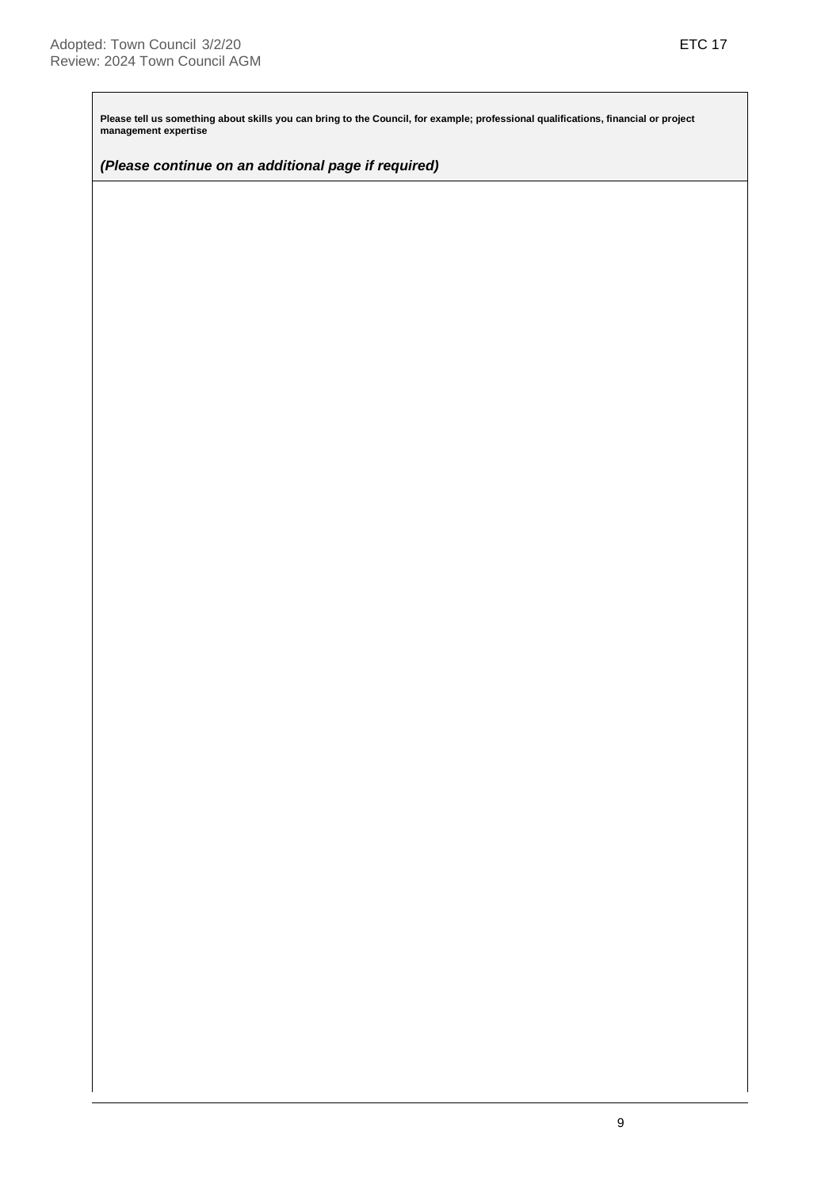**Please tell us something about skills you can bring to the Council, for example; professional qualifications, financial or project management expertise**

***(Please continue on an additional page if required)***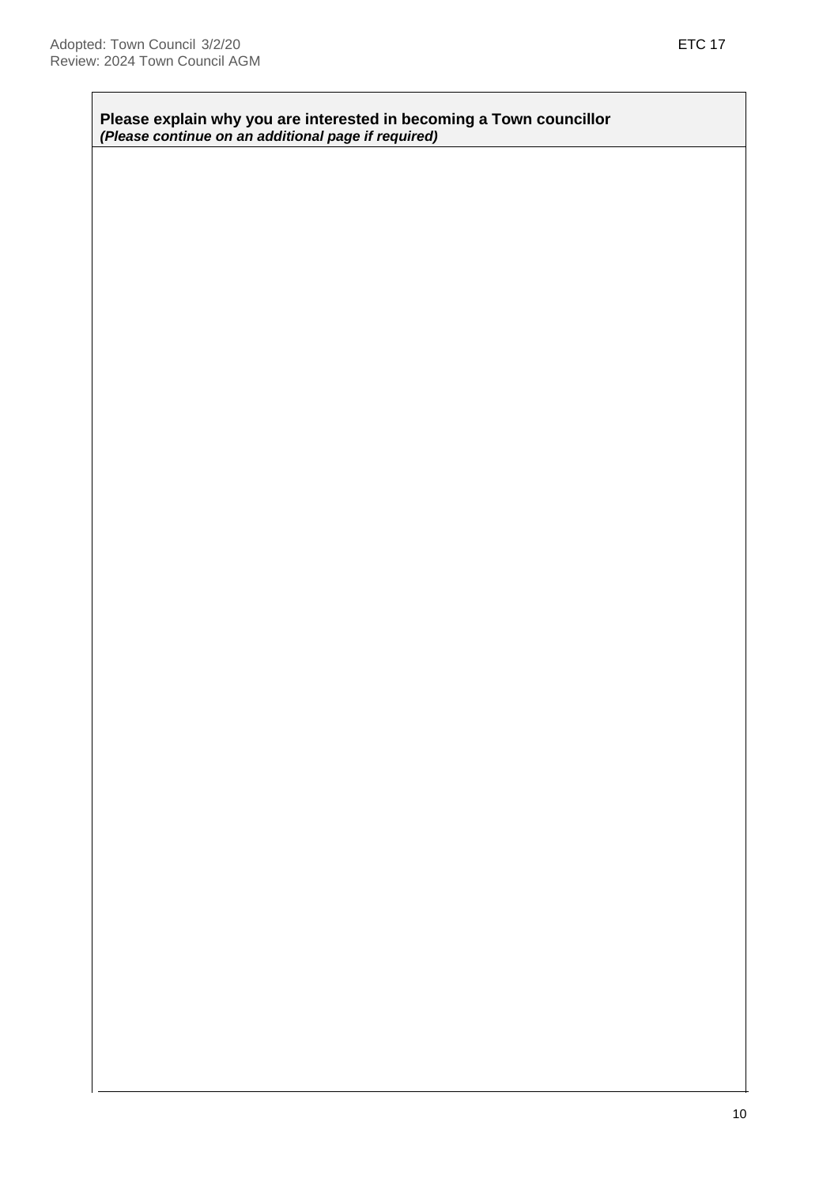**Please explain why you are interested in becoming a Town councillor**
***(Please continue on an additional page if required)***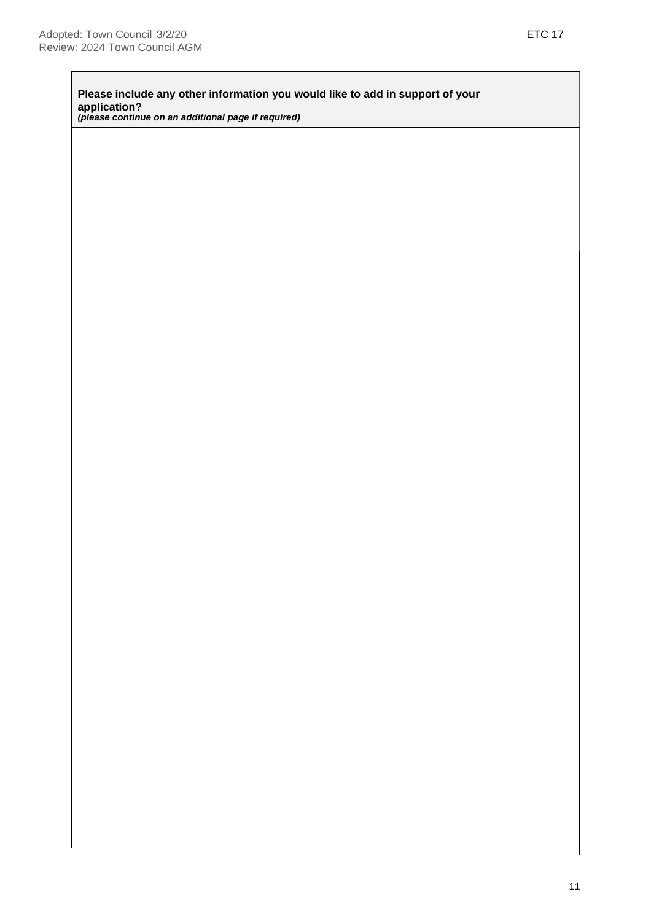| **Please include any other information you would like to add in support of your application?** ***(please continue on an additional page if required)*** |
|---|
| |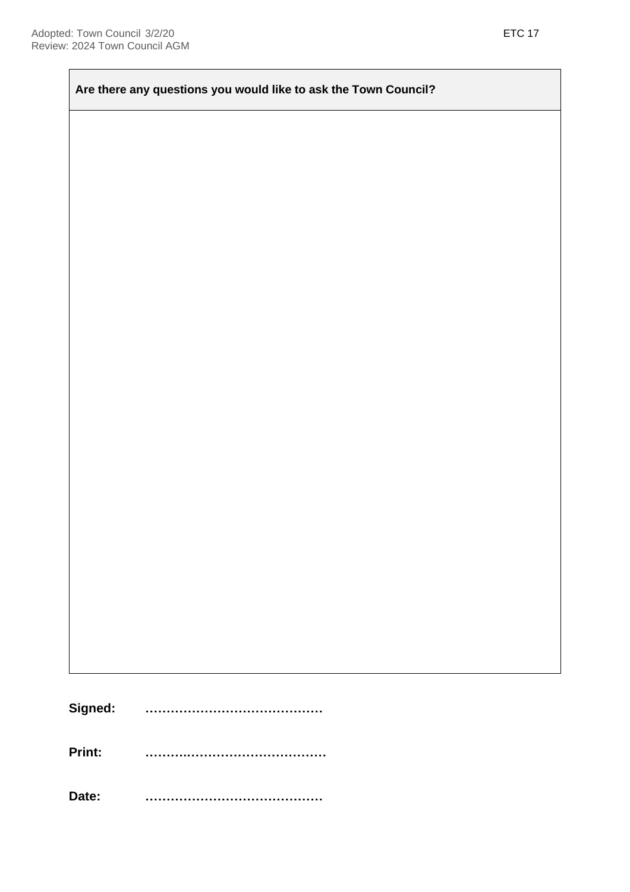| Are there any questions you would like to ask the Town Council? |
| --- |
| |

**Signed:** ……………………………………

**Print:** ……….……………………………

**Date:** ……………………………………